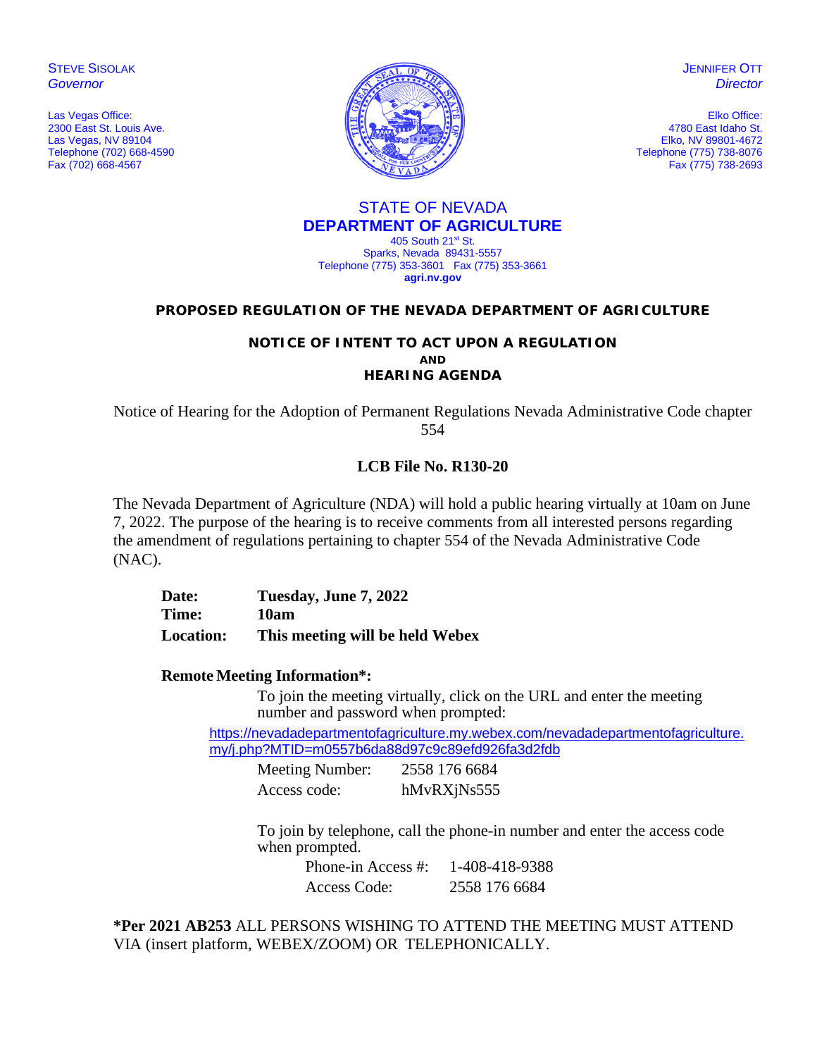STEVE SISOLAK
*Governor*

Las Vegas Office:
2300 East St. Louis Ave.
Las Vegas, NV 89104
Telephone (702) 668-4590
Fax (702) 668-4567

JENNIFER OTT
*Director*

Elko Office:
4780 East Idaho St.
Elko, NV 89801-4672
Telephone (775) 738-8076
Fax (775) 738-2693

STATE OF NEVADA
**DEPARTMENT OF AGRICULTURE**
405 South 21st St.
Sparks, Nevada 89431-5557
Telephone (775) 353-3601 Fax (775) 353-3661
**agri.nv.gov**

# PROPOSED REGULATION OF THE NEVADA DEPARTMENT OF AGRICULTURE

## NOTICE OF INTENT TO ACT UPON A REGULATION AND HEARING AGENDA

Notice of Hearing for the Adoption of Permanent Regulations Nevada Administrative Code chapter 554

**LCB File No. R130-20**

The Nevada Department of Agriculture (NDA) will hold a public hearing virtually at 10am on June 7, 2022. The purpose of the hearing is to receive comments from all interested persons regarding the amendment of regulations pertaining to chapter 554 of the Nevada Administrative Code (NAC).

**Date:** **Tuesday, June 7, 2022**
**Time:** **10am**
**Location:** **This meeting will be held Webex**

**Remote Meeting Information*:**

To join the meeting virtually, click on the URL and enter the meeting number and password when prompted:

https://nevadadepartmentofagriculture.my.webex.com/nevadadepartmentofagriculture.my/j.php?MTID=m0557b6da88d97c9c89efd926fa3d2fdb

Meeting Number: 2558 176 6684
Access code: hMvRXjNs555

To join by telephone, call the phone-in number and enter the access code when prompted.

Phone-in Access #: 1-408-418-9388
Access Code: 2558 176 6684

***Per 2021 AB253** ALL PERSONS WISHING TO ATTEND THE MEETING MUST ATTEND VIA (insert platform, WEBEX/ZOOM) OR TELEPHONICALLY.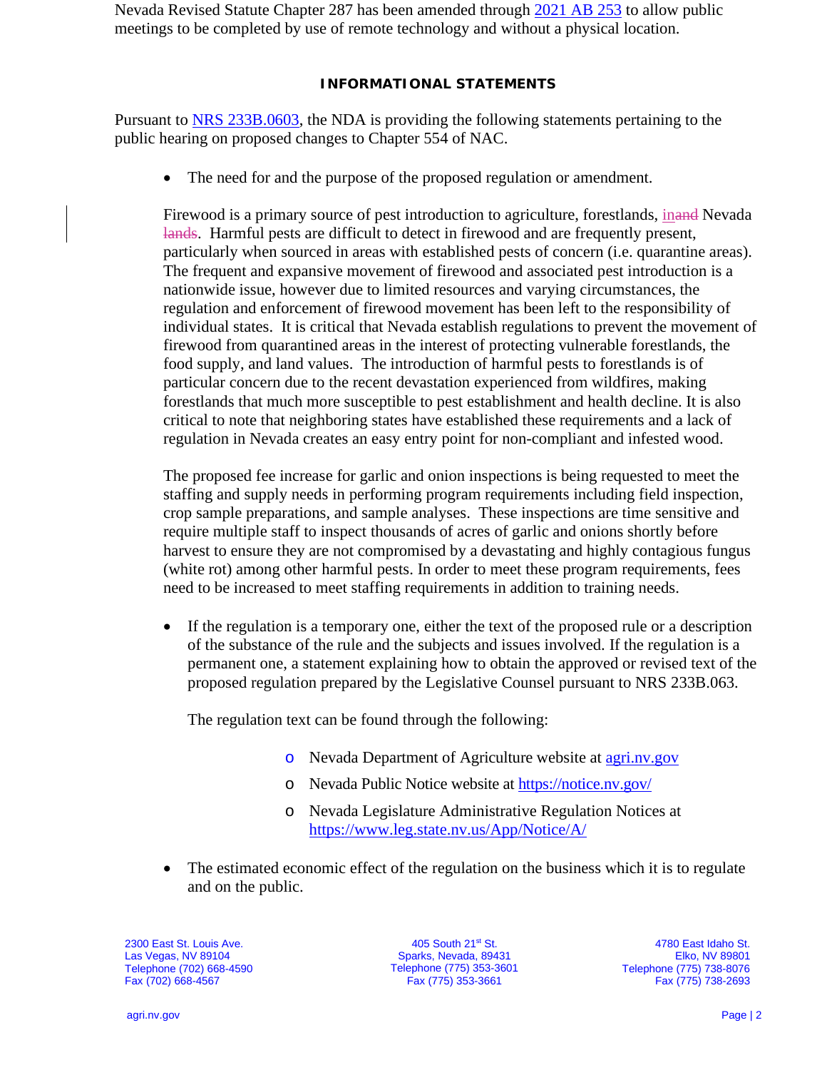Nevada Revised Statute Chapter 287 has been amended through [2021 AB 253](#) to allow public meetings to be completed by use of remote technology and without a physical location.

## INFORMATIONAL STATEMENTS

Pursuant to [NRS 233B.0603](#), the NDA is providing the following statements pertaining to the public hearing on proposed changes to Chapter 554 of NAC.

- The need for and the purpose of the proposed regulation or amendment.

  Firewood is a primary source of pest introduction to agriculture, forestlands, in~~and~~ Nevada ~~lands~~. Harmful pests are difficult to detect in firewood and are frequently present, particularly when sourced in areas with established pests of concern (i.e. quarantine areas). The frequent and expansive movement of firewood and associated pest introduction is a nationwide issue, however due to limited resources and varying circumstances, the regulation and enforcement of firewood movement has been left to the responsibility of individual states. It is critical that Nevada establish regulations to prevent the movement of firewood from quarantined areas in the interest of protecting vulnerable forestlands, the food supply, and land values. The introduction of harmful pests to forestlands is of particular concern due to the recent devastation experienced from wildfires, making forestlands that much more susceptible to pest establishment and health decline. It is also critical to note that neighboring states have established these requirements and a lack of regulation in Nevada creates an easy entry point for non-compliant and infested wood.

  The proposed fee increase for garlic and onion inspections is being requested to meet the staffing and supply needs in performing program requirements including field inspection, crop sample preparations, and sample analyses. These inspections are time sensitive and require multiple staff to inspect thousands of acres of garlic and onions shortly before harvest to ensure they are not compromised by a devastating and highly contagious fungus (white rot) among other harmful pests. In order to meet these program requirements, fees need to be increased to meet staffing requirements in addition to training needs.

- If the regulation is a temporary one, either the text of the proposed rule or a description of the substance of the rule and the subjects and issues involved. If the regulation is a permanent one, a statement explaining how to obtain the approved or revised text of the proposed regulation prepared by the Legislative Counsel pursuant to NRS 233B.063.

  The regulation text can be found through the following:

  - Nevada Department of Agriculture website at [agri.nv.gov](#)
  - Nevada Public Notice website at [https://notice.nv.gov/](https://notice.nv.gov/)
  - Nevada Legislature Administrative Regulation Notices at [https://www.leg.state.nv.us/App/Notice/A/](https://www.leg.state.nv.us/App/Notice/A/)

- The estimated economic effect of the regulation on the business which it is to regulate and on the public.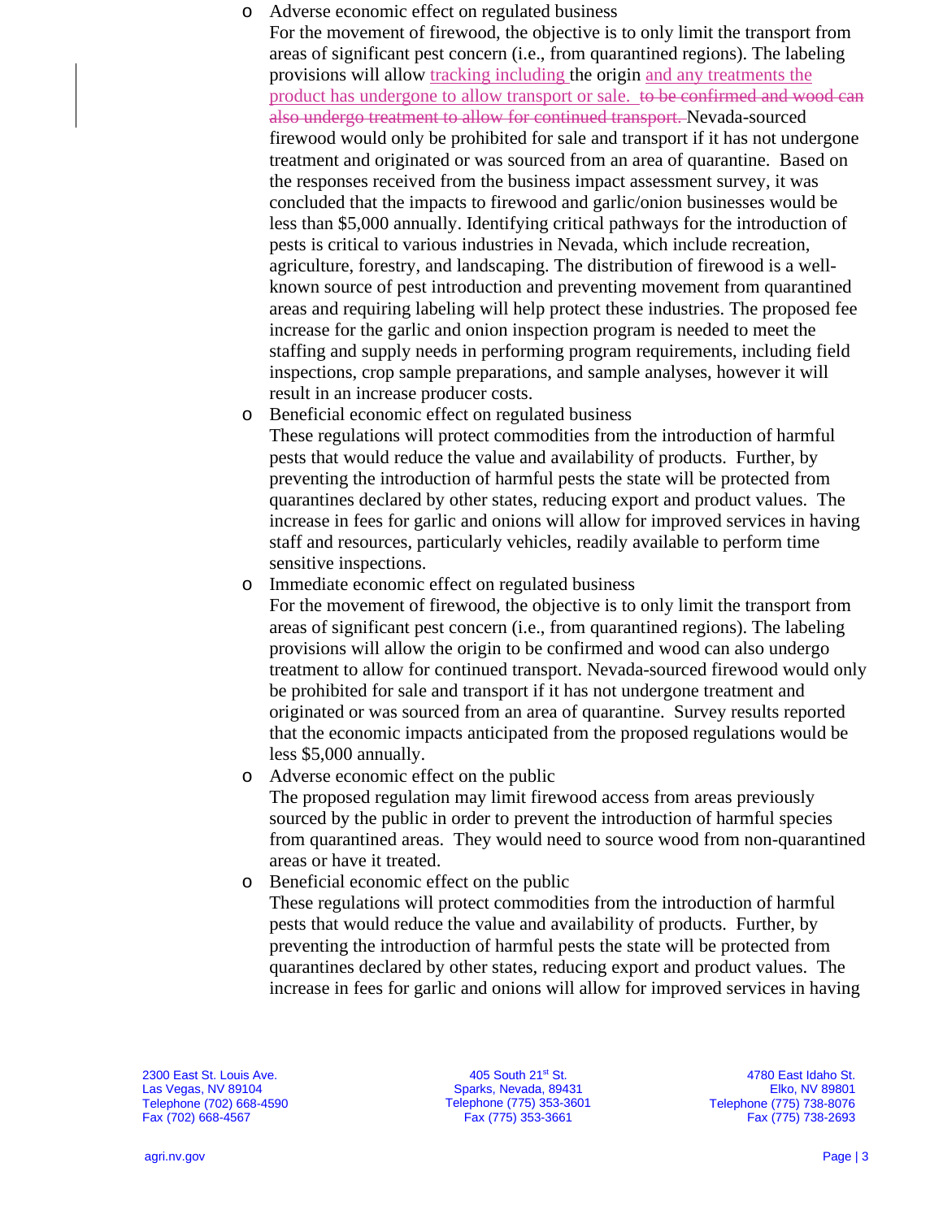- Adverse economic effect on regulated business

  For the movement of firewood, the objective is to only limit the transport from areas of significant pest concern (i.e., from quarantined regions). The labeling provisions will allow tracking including the origin and any treatments the product has undergone to allow transport or sale. ~~to be confirmed and wood can also undergo treatment to allow for continued transport.~~ Nevada-sourced firewood would only be prohibited for sale and transport if it has not undergone treatment and originated or was sourced from an area of quarantine. Based on the responses received from the business impact assessment survey, it was concluded that the impacts to firewood and garlic/onion businesses would be less than $5,000 annually. Identifying critical pathways for the introduction of pests is critical to various industries in Nevada, which include recreation, agriculture, forestry, and landscaping. The distribution of firewood is a well-known source of pest introduction and preventing movement from quarantined areas and requiring labeling will help protect these industries. The proposed fee increase for the garlic and onion inspection program is needed to meet the staffing and supply needs in performing program requirements, including field inspections, crop sample preparations, and sample analyses, however it will result in an increase producer costs.

- Beneficial economic effect on regulated business

  These regulations will protect commodities from the introduction of harmful pests that would reduce the value and availability of products. Further, by preventing the introduction of harmful pests the state will be protected from quarantines declared by other states, reducing export and product values. The increase in fees for garlic and onions will allow for improved services in having staff and resources, particularly vehicles, readily available to perform time sensitive inspections.

- Immediate economic effect on regulated business

  For the movement of firewood, the objective is to only limit the transport from areas of significant pest concern (i.e., from quarantined regions). The labeling provisions will allow the origin to be confirmed and wood can also undergo treatment to allow for continued transport. Nevada-sourced firewood would only be prohibited for sale and transport if it has not undergone treatment and originated or was sourced from an area of quarantine. Survey results reported that the economic impacts anticipated from the proposed regulations would be less $5,000 annually.

- Adverse economic effect on the public

  The proposed regulation may limit firewood access from areas previously sourced by the public in order to prevent the introduction of harmful species from quarantined areas. They would need to source wood from non-quarantined areas or have it treated.

- Beneficial economic effect on the public

  These regulations will protect commodities from the introduction of harmful pests that would reduce the value and availability of products. Further, by preventing the introduction of harmful pests the state will be protected from quarantines declared by other states, reducing export and product values. The increase in fees for garlic and onions will allow for improved services in having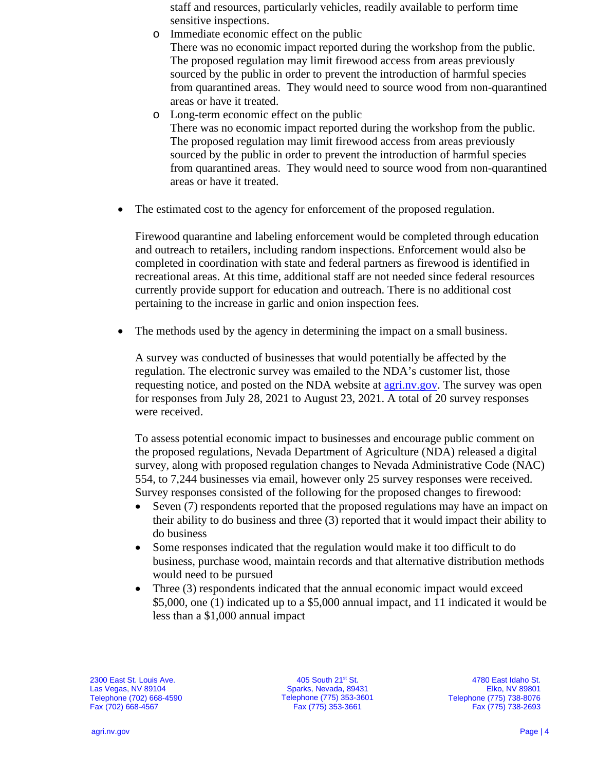staff and resources, particularly vehicles, readily available to perform time sensitive inspections.

- Immediate economic effect on the public
  There was no economic impact reported during the workshop from the public. The proposed regulation may limit firewood access from areas previously sourced by the public in order to prevent the introduction of harmful species from quarantined areas. They would need to source wood from non-quarantined areas or have it treated.
- Long-term economic effect on the public
  There was no economic impact reported during the workshop from the public. The proposed regulation may limit firewood access from areas previously sourced by the public in order to prevent the introduction of harmful species from quarantined areas. They would need to source wood from non-quarantined areas or have it treated.

- The estimated cost to the agency for enforcement of the proposed regulation.

  Firewood quarantine and labeling enforcement would be completed through education and outreach to retailers, including random inspections. Enforcement would also be completed in coordination with state and federal partners as firewood is identified in recreational areas. At this time, additional staff are not needed since federal resources currently provide support for education and outreach. There is no additional cost pertaining to the increase in garlic and onion inspection fees.

- The methods used by the agency in determining the impact on a small business.

  A survey was conducted of businesses that would potentially be affected by the regulation. The electronic survey was emailed to the NDA's customer list, those requesting notice, and posted on the NDA website at agri.nv.gov. The survey was open for responses from July 28, 2021 to August 23, 2021. A total of 20 survey responses were received.

  To assess potential economic impact to businesses and encourage public comment on the proposed regulations, Nevada Department of Agriculture (NDA) released a digital survey, along with proposed regulation changes to Nevada Administrative Code (NAC) 554, to 7,244 businesses via email, however only 25 survey responses were received. Survey responses consisted of the following for the proposed changes to firewood:
  - Seven (7) respondents reported that the proposed regulations may have an impact on their ability to do business and three (3) reported that it would impact their ability to do business
  - Some responses indicated that the regulation would make it too difficult to do business, purchase wood, maintain records and that alternative distribution methods would need to be pursued
  - Three (3) respondents indicated that the annual economic impact would exceed $5,000, one (1) indicated up to a $5,000 annual impact, and 11 indicated it would be less than a $1,000 annual impact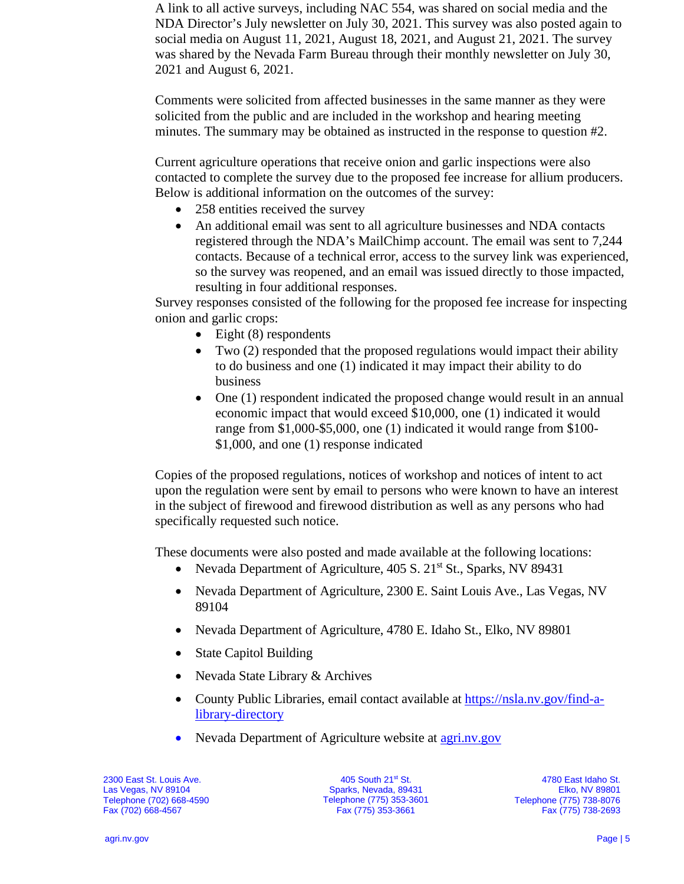A link to all active surveys, including NAC 554, was shared on social media and the NDA Director's July newsletter on July 30, 2021. This survey was also posted again to social media on August 11, 2021, August 18, 2021, and August 21, 2021. The survey was shared by the Nevada Farm Bureau through their monthly newsletter on July 30, 2021 and August 6, 2021.

Comments were solicited from affected businesses in the same manner as they were solicited from the public and are included in the workshop and hearing meeting minutes. The summary may be obtained as instructed in the response to question #2.

Current agriculture operations that receive onion and garlic inspections were also contacted to complete the survey due to the proposed fee increase for allium producers. Below is additional information on the outcomes of the survey:

- 258 entities received the survey
- An additional email was sent to all agriculture businesses and NDA contacts registered through the NDA's MailChimp account. The email was sent to 7,244 contacts. Because of a technical error, access to the survey link was experienced, so the survey was reopened, and an email was issued directly to those impacted, resulting in four additional responses.

Survey responses consisted of the following for the proposed fee increase for inspecting onion and garlic crops:

- Eight (8) respondents
- Two (2) responded that the proposed regulations would impact their ability to do business and one (1) indicated it may impact their ability to do business
- One (1) respondent indicated the proposed change would result in an annual economic impact that would exceed $10,000, one (1) indicated it would range from $1,000-$5,000, one (1) indicated it would range from $100-$1,000, and one (1) response indicated

Copies of the proposed regulations, notices of workshop and notices of intent to act upon the regulation were sent by email to persons who were known to have an interest in the subject of firewood and firewood distribution as well as any persons who had specifically requested such notice.

These documents were also posted and made available at the following locations:

- Nevada Department of Agriculture, 405 S. 21st St., Sparks, NV 89431
- Nevada Department of Agriculture, 2300 E. Saint Louis Ave., Las Vegas, NV 89104
- Nevada Department of Agriculture, 4780 E. Idaho St., Elko, NV 89801
- State Capitol Building
- Nevada State Library & Archives
- County Public Libraries, email contact available at https://nsla.nv.gov/find-a-library-directory
- Nevada Department of Agriculture website at agri.nv.gov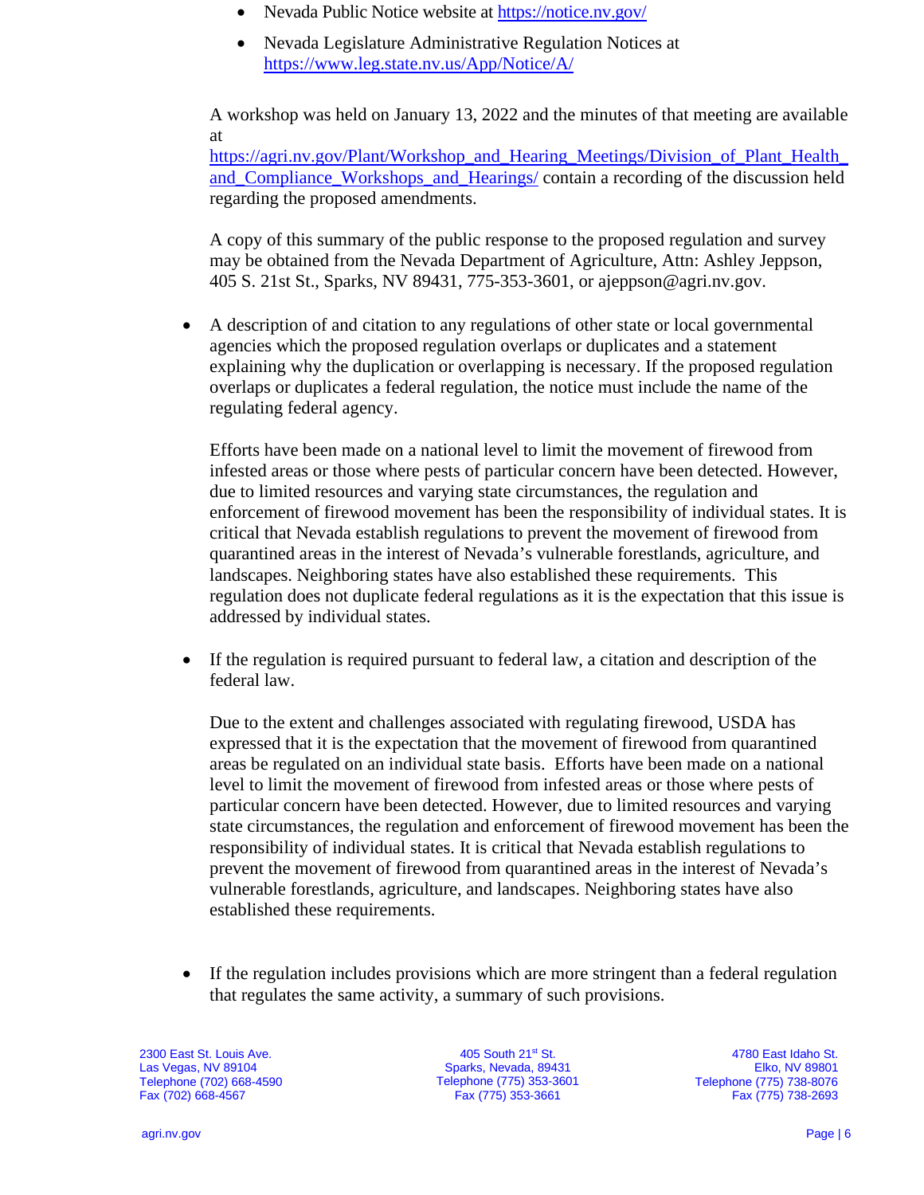- Nevada Public Notice website at https://notice.nv.gov/
- Nevada Legislature Administrative Regulation Notices at https://www.leg.state.nv.us/App/Notice/A/

A workshop was held on January 13, 2022 and the minutes of that meeting are available at https://agri.nv.gov/Plant/Workshop_and_Hearing_Meetings/Division_of_Plant_Health_and_Compliance_Workshops_and_Hearings/ contain a recording of the discussion held regarding the proposed amendments.

A copy of this summary of the public response to the proposed regulation and survey may be obtained from the Nevada Department of Agriculture, Attn: Ashley Jeppson, 405 S. 21st St., Sparks, NV 89431, 775-353-3601, or ajeppson@agri.nv.gov.

- A description of and citation to any regulations of other state or local governmental agencies which the proposed regulation overlaps or duplicates and a statement explaining why the duplication or overlapping is necessary. If the proposed regulation overlaps or duplicates a federal regulation, the notice must include the name of the regulating federal agency.

  Efforts have been made on a national level to limit the movement of firewood from infested areas or those where pests of particular concern have been detected. However, due to limited resources and varying state circumstances, the regulation and enforcement of firewood movement has been the responsibility of individual states. It is critical that Nevada establish regulations to prevent the movement of firewood from quarantined areas in the interest of Nevada's vulnerable forestlands, agriculture, and landscapes. Neighboring states have also established these requirements. This regulation does not duplicate federal regulations as it is the expectation that this issue is addressed by individual states.

- If the regulation is required pursuant to federal law, a citation and description of the federal law.

  Due to the extent and challenges associated with regulating firewood, USDA has expressed that it is the expectation that the movement of firewood from quarantined areas be regulated on an individual state basis. Efforts have been made on a national level to limit the movement of firewood from infested areas or those where pests of particular concern have been detected. However, due to limited resources and varying state circumstances, the regulation and enforcement of firewood movement has been the responsibility of individual states. It is critical that Nevada establish regulations to prevent the movement of firewood from quarantined areas in the interest of Nevada's vulnerable forestlands, agriculture, and landscapes. Neighboring states have also established these requirements.

- If the regulation includes provisions which are more stringent than a federal regulation that regulates the same activity, a summary of such provisions.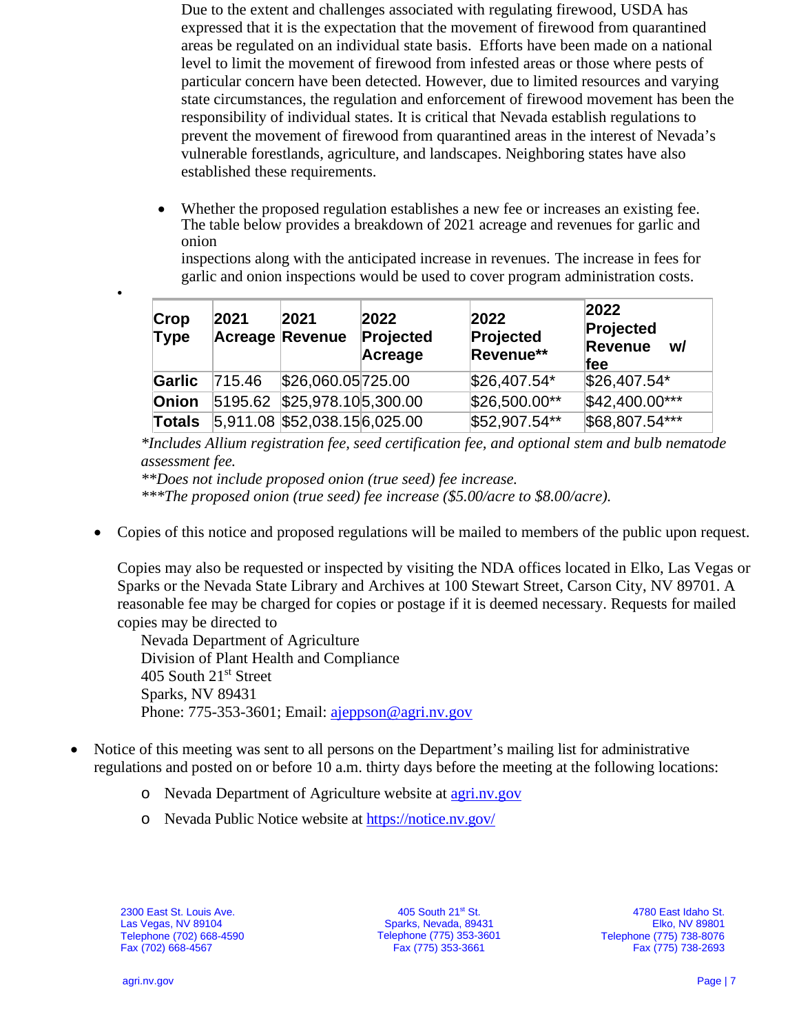Due to the extent and challenges associated with regulating firewood, USDA has expressed that it is the expectation that the movement of firewood from quarantined areas be regulated on an individual state basis. Efforts have been made on a national level to limit the movement of firewood from infested areas or those where pests of particular concern have been detected. However, due to limited resources and varying state circumstances, the regulation and enforcement of firewood movement has been the responsibility of individual states. It is critical that Nevada establish regulations to prevent the movement of firewood from quarantined areas in the interest of Nevada's vulnerable forestlands, agriculture, and landscapes. Neighboring states have also established these requirements.

- Whether the proposed regulation establishes a new fee or increases an existing fee. The table below provides a breakdown of 2021 acreage and revenues for garlic and onion inspections along with the anticipated increase in revenues. The increase in fees for garlic and onion inspections would be used to cover program administration costs.

| Crop Type | 2021 Acreage | 2021 Revenue | 2022 Projected Acreage | 2022 Projected Revenue** | 2022 Projected Revenue w/ fee |
|---|---|---|---|---|---|
| Garlic | 715.46 | $26,060.05 | 725.00 | $26,407.54* | $26,407.54* |
| Onion | 5195.62 | $25,978.10 | 5,300.00 | $26,500.00** | $42,400.00*** |
| Totals | 5,911.08 | $52,038.15 | 6,025.00 | $52,907.54** | $68,807.54*** |

*\*Includes Allium registration fee, seed certification fee, and optional stem and bulb nematode assessment fee.*
*\*\*Does not include proposed onion (true seed) fee increase.*
*\*\*\*The proposed onion (true seed) fee increase ($5.00/acre to $8.00/acre).*

- Copies of this notice and proposed regulations will be mailed to members of the public upon request.

  Copies may also be requested or inspected by visiting the NDA offices located in Elko, Las Vegas or Sparks or the Nevada State Library and Archives at 100 Stewart Street, Carson City, NV 89701. A reasonable fee may be charged for copies or postage if it is deemed necessary. Requests for mailed copies may be directed to

  Nevada Department of Agriculture
  Division of Plant Health and Compliance
  405 South 21st Street
  Sparks, NV 89431
  Phone: 775-353-3601; Email: ajeppson@agri.nv.gov

- Notice of this meeting was sent to all persons on the Department's mailing list for administrative regulations and posted on or before 10 a.m. thirty days before the meeting at the following locations:
  - Nevada Department of Agriculture website at agri.nv.gov
  - Nevada Public Notice website at https://notice.nv.gov/

2300 East St. Louis Ave.
Las Vegas, NV 89104
Telephone (702) 668-4590
Fax (702) 668-4567

405 South 21st St.
Sparks, Nevada, 89431
Telephone (775) 353-3601
Fax (775) 353-3661

4780 East Idaho St.
Elko, NV 89801
Telephone (775) 738-8076
Fax (775) 738-2693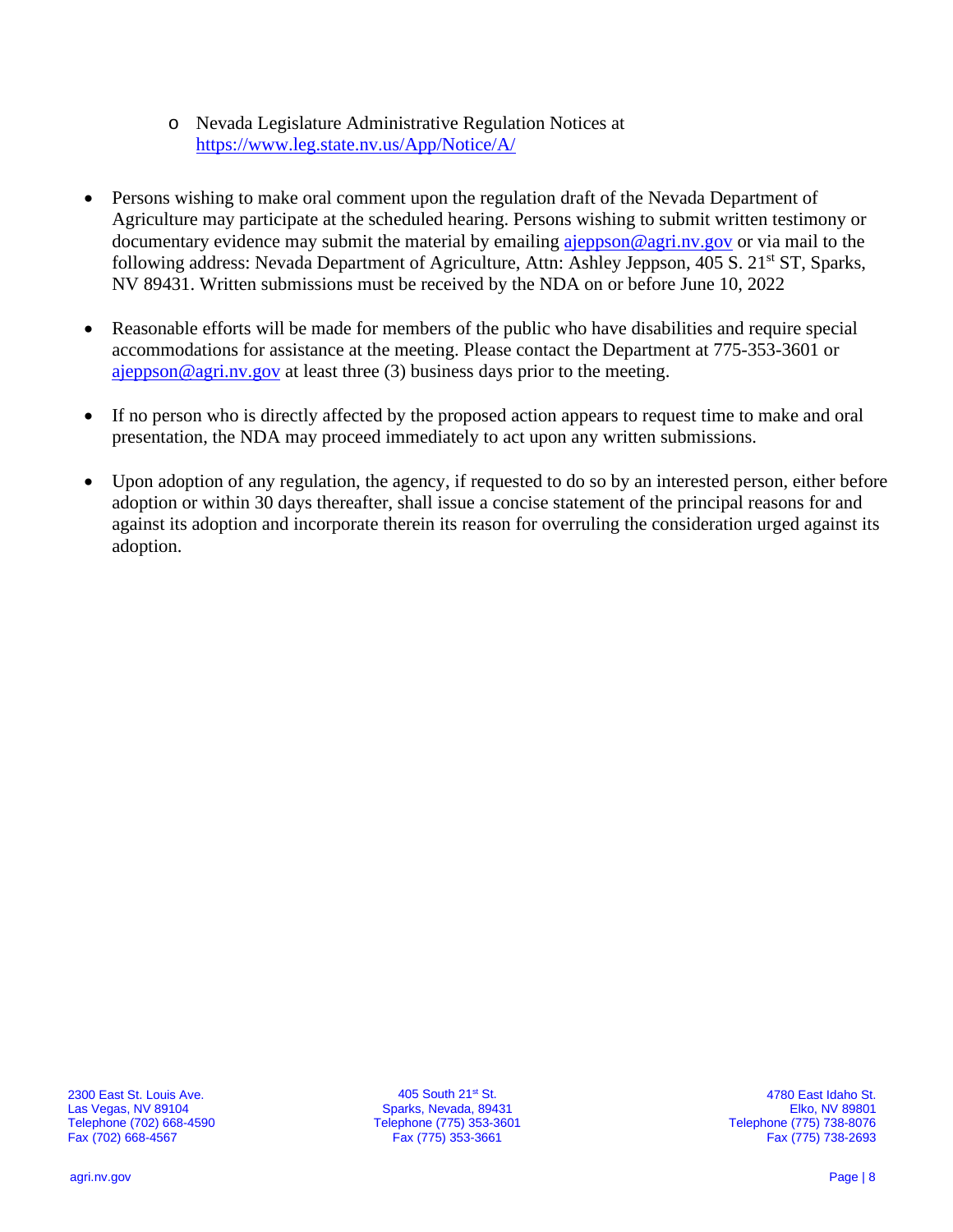- Nevada Legislature Administrative Regulation Notices at [https://www.leg.state.nv.us/App/Notice/A/](https://www.leg.state.nv.us/App/Notice/A/)

- Persons wishing to make oral comment upon the regulation draft of the Nevada Department of Agriculture may participate at the scheduled hearing. Persons wishing to submit written testimony or documentary evidence may submit the material by emailing [ajeppson@agri.nv.gov](mailto:ajeppson@agri.nv.gov) or via mail to the following address: Nevada Department of Agriculture, Attn: Ashley Jeppson, 405 S. 21st ST, Sparks, NV 89431. Written submissions must be received by the NDA on or before June 10, 2022

- Reasonable efforts will be made for members of the public who have disabilities and require special accommodations for assistance at the meeting. Please contact the Department at 775-353-3601 or [ajeppson@agri.nv.gov](mailto:ajeppson@agri.nv.gov) at least three (3) business days prior to the meeting.

- If no person who is directly affected by the proposed action appears to request time to make and oral presentation, the NDA may proceed immediately to act upon any written submissions.

- Upon adoption of any regulation, the agency, if requested to do so by an interested person, either before adoption or within 30 days thereafter, shall issue a concise statement of the principal reasons for and against its adoption and incorporate therein its reason for overruling the consideration urged against its adoption.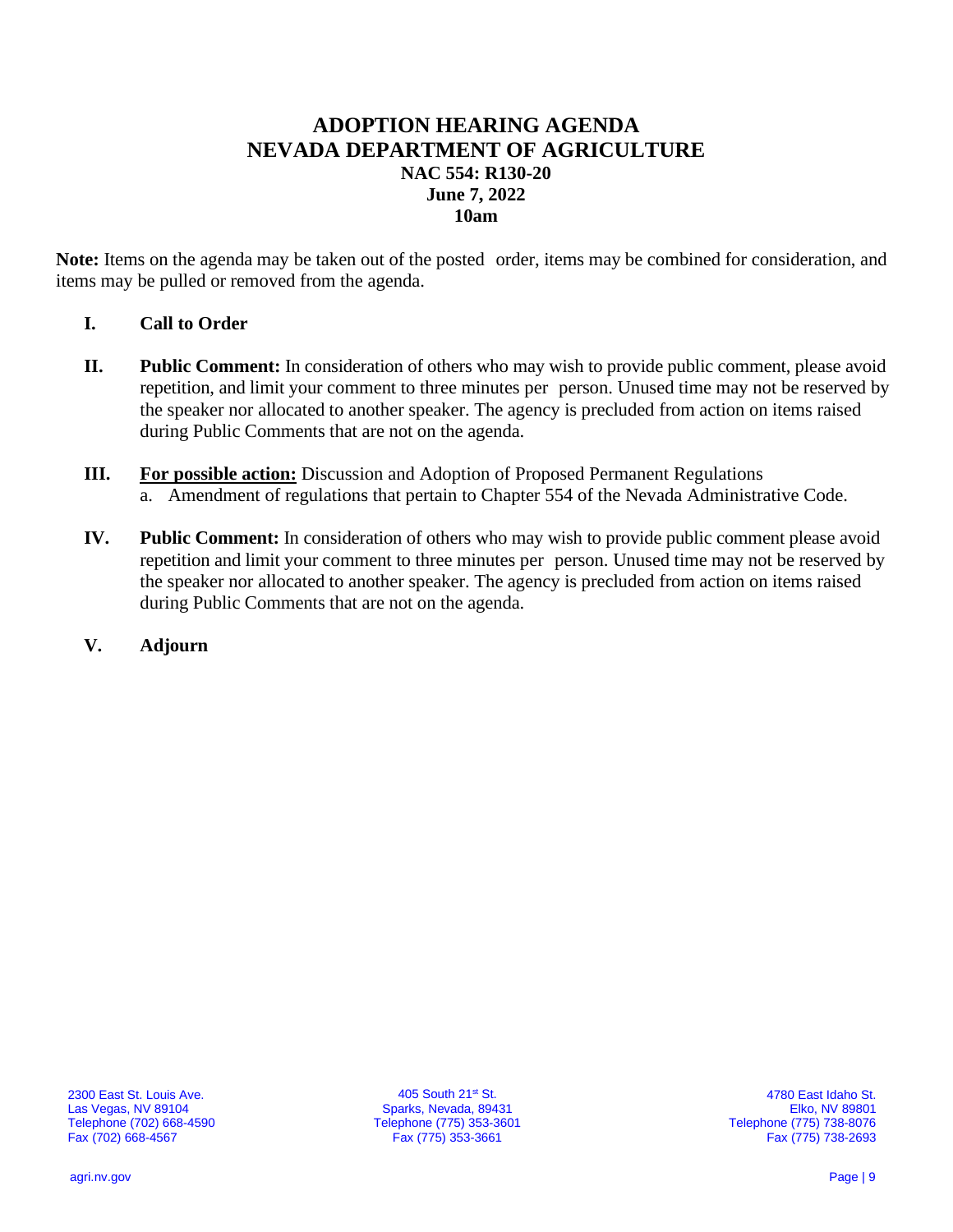# ADOPTION HEARING AGENDA
# NEVADA DEPARTMENT OF AGRICULTURE
### NAC 554: R130-20
### June 7, 2022
### 10am

**Note:** Items on the agenda may be taken out of the posted order, items may be combined for consideration, and items may be pulled or removed from the agenda.

**I. Call to Order**

**II. Public Comment:** In consideration of others who may wish to provide public comment, please avoid repetition, and limit your comment to three minutes per person. Unused time may not be reserved by the speaker nor allocated to another speaker. The agency is precluded from action on items raised during Public Comments that are not on the agenda.

**III. <u>For possible action:</u>** Discussion and Adoption of Proposed Permanent Regulations

a. Amendment of regulations that pertain to Chapter 554 of the Nevada Administrative Code.

**IV. Public Comment:** In consideration of others who may wish to provide public comment please avoid repetition and limit your comment to three minutes per person. Unused time may not be reserved by the speaker nor allocated to another speaker. The agency is precluded from action on items raised during Public Comments that are not on the agenda.

**V. Adjourn**

2300 East St. Louis Ave.
Las Vegas, NV 89104
Telephone (702) 668-4590
Fax (702) 668-4567

405 South 21st St.
Sparks, Nevada, 89431
Telephone (775) 353-3601
Fax (775) 353-3661

4780 East Idaho St.
Elko, NV 89801
Telephone (775) 738-8076
Fax (775) 738-2693

agri.nv.gov